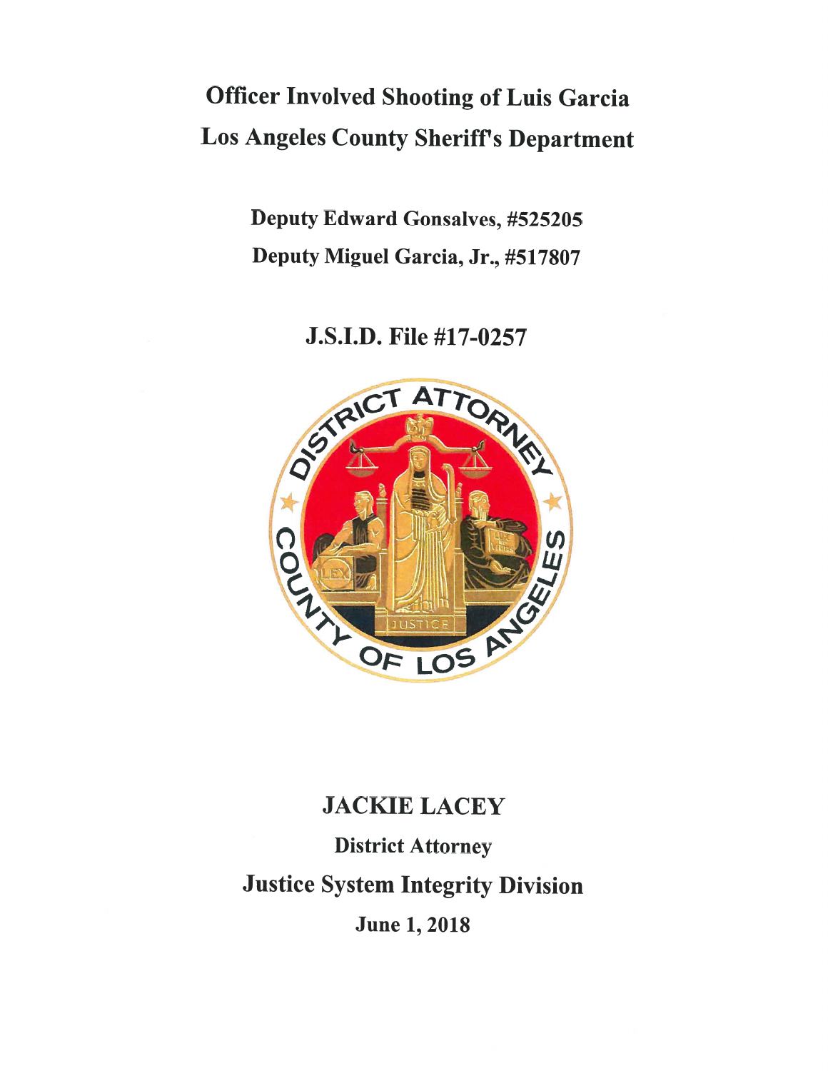# Officer Involved Shooting of Luis Garcia
# Los Angeles County Sheriff's Department

## Deputy Edward Gonsalves, #525205
## Deputy Miguel Garcia, Jr., #517807

## J.S.I.D. File #17-0257

## JACKIE LACEY

**District Attorney**

## Justice System Integrity Division

**June 1, 2018**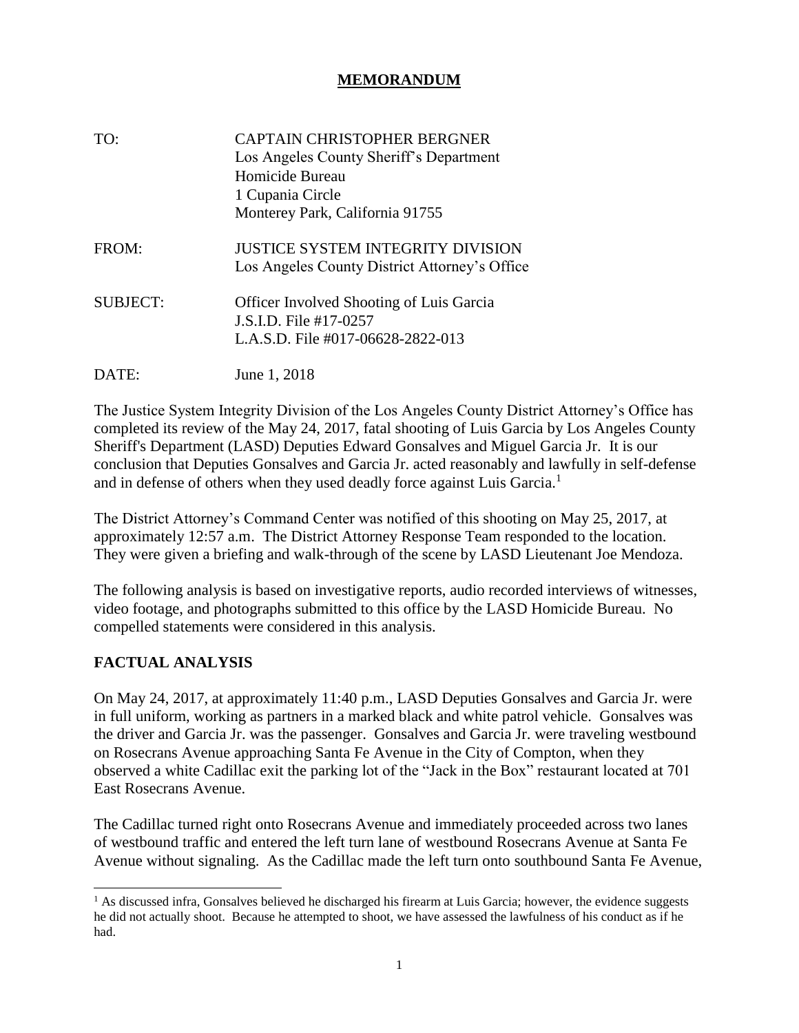# MEMORANDUM

| | |
|---|---|
| TO: | CAPTAIN CHRISTOPHER BERGNER<br>Los Angeles County Sheriff's Department<br>Homicide Bureau<br>1 Cupania Circle<br>Monterey Park, California 91755 |
| FROM: | JUSTICE SYSTEM INTEGRITY DIVISION<br>Los Angeles County District Attorney's Office |
| SUBJECT: | Officer Involved Shooting of Luis Garcia<br>J.S.I.D. File #17-0257<br>L.A.S.D. File #017-06628-2822-013 |
| DATE: | June 1, 2018 |

The Justice System Integrity Division of the Los Angeles County District Attorney's Office has completed its review of the May 24, 2017, fatal shooting of Luis Garcia by Los Angeles County Sheriff's Department (LASD) Deputies Edward Gonsalves and Miguel Garcia Jr. It is our conclusion that Deputies Gonsalves and Garcia Jr. acted reasonably and lawfully in self-defense and in defense of others when they used deadly force against Luis Garcia.[1]

The District Attorney's Command Center was notified of this shooting on May 25, 2017, at approximately 12:57 a.m. The District Attorney Response Team responded to the location. They were given a briefing and walk-through of the scene by LASD Lieutenant Joe Mendoza.

The following analysis is based on investigative reports, audio recorded interviews of witnesses, video footage, and photographs submitted to this office by the LASD Homicide Bureau. No compelled statements were considered in this analysis.

## FACTUAL ANALYSIS

On May 24, 2017, at approximately 11:40 p.m., LASD Deputies Gonsalves and Garcia Jr. were in full uniform, working as partners in a marked black and white patrol vehicle. Gonsalves was the driver and Garcia Jr. was the passenger. Gonsalves and Garcia Jr. were traveling westbound on Rosecrans Avenue approaching Santa Fe Avenue in the City of Compton, when they observed a white Cadillac exit the parking lot of the "Jack in the Box" restaurant located at 701 East Rosecrans Avenue.

The Cadillac turned right onto Rosecrans Avenue and immediately proceeded across two lanes of westbound traffic and entered the left turn lane of westbound Rosecrans Avenue at Santa Fe Avenue without signaling. As the Cadillac made the left turn onto southbound Santa Fe Avenue,

---

[1] As discussed infra, Gonsalves believed he discharged his firearm at Luis Garcia; however, the evidence suggests he did not actually shoot. Because he attempted to shoot, we have assessed the lawfulness of his conduct as if he had.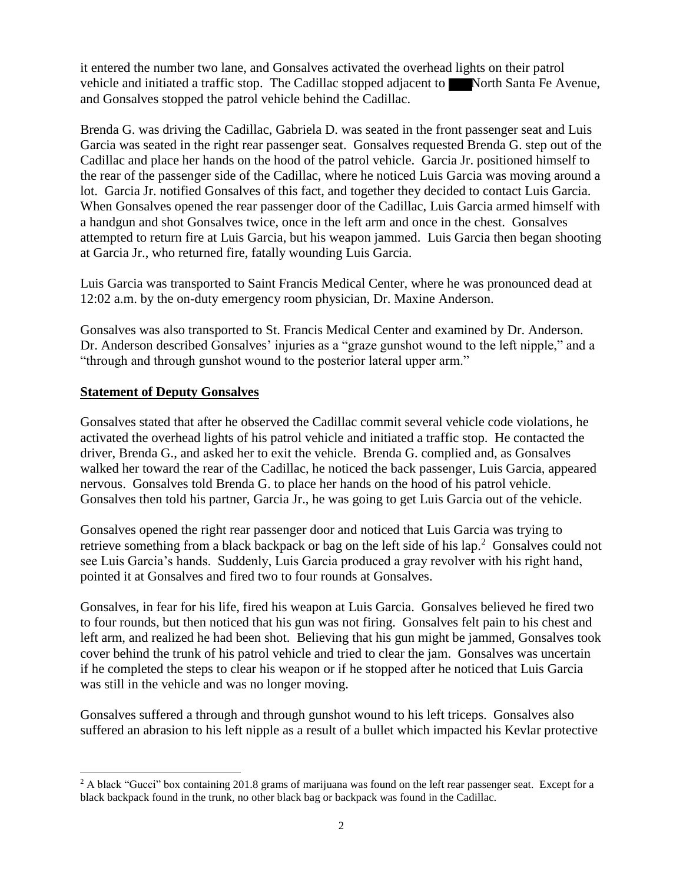it entered the number two lane, and Gonsalves activated the overhead lights on their patrol vehicle and initiated a traffic stop. The Cadillac stopped adjacent to ███ North Santa Fe Avenue, and Gonsalves stopped the patrol vehicle behind the Cadillac.

Brenda G. was driving the Cadillac, Gabriela D. was seated in the front passenger seat and Luis Garcia was seated in the right rear passenger seat. Gonsalves requested Brenda G. step out of the Cadillac and place her hands on the hood of the patrol vehicle. Garcia Jr. positioned himself to the rear of the passenger side of the Cadillac, where he noticed Luis Garcia was moving around a lot. Garcia Jr. notified Gonsalves of this fact, and together they decided to contact Luis Garcia. When Gonsalves opened the rear passenger door of the Cadillac, Luis Garcia armed himself with a handgun and shot Gonsalves twice, once in the left arm and once in the chest. Gonsalves attempted to return fire at Luis Garcia, but his weapon jammed. Luis Garcia then began shooting at Garcia Jr., who returned fire, fatally wounding Luis Garcia.

Luis Garcia was transported to Saint Francis Medical Center, where he was pronounced dead at 12:02 a.m. by the on-duty emergency room physician, Dr. Maxine Anderson.

Gonsalves was also transported to St. Francis Medical Center and examined by Dr. Anderson. Dr. Anderson described Gonsalves' injuries as a "graze gunshot wound to the left nipple," and a "through and through gunshot wound to the posterior lateral upper arm."

## **Statement of Deputy Gonsalves**

Gonsalves stated that after he observed the Cadillac commit several vehicle code violations, he activated the overhead lights of his patrol vehicle and initiated a traffic stop. He contacted the driver, Brenda G., and asked her to exit the vehicle. Brenda G. complied and, as Gonsalves walked her toward the rear of the Cadillac, he noticed the back passenger, Luis Garcia, appeared nervous. Gonsalves told Brenda G. to place her hands on the hood of his patrol vehicle. Gonsalves then told his partner, Garcia Jr., he was going to get Luis Garcia out of the vehicle.

Gonsalves opened the right rear passenger door and noticed that Luis Garcia was trying to retrieve something from a black backpack or bag on the left side of his lap.[2] Gonsalves could not see Luis Garcia's hands. Suddenly, Luis Garcia produced a gray revolver with his right hand, pointed it at Gonsalves and fired two to four rounds at Gonsalves.

Gonsalves, in fear for his life, fired his weapon at Luis Garcia. Gonsalves believed he fired two to four rounds, but then noticed that his gun was not firing. Gonsalves felt pain to his chest and left arm, and realized he had been shot. Believing that his gun might be jammed, Gonsalves took cover behind the trunk of his patrol vehicle and tried to clear the jam. Gonsalves was uncertain if he completed the steps to clear his weapon or if he stopped after he noticed that Luis Garcia was still in the vehicle and was no longer moving.

Gonsalves suffered a through and through gunshot wound to his left triceps. Gonsalves also suffered an abrasion to his left nipple as a result of a bullet which impacted his Kevlar protective

---

[2] A black "Gucci" box containing 201.8 grams of marijuana was found on the left rear passenger seat. Except for a black backpack found in the trunk, no other black bag or backpack was found in the Cadillac.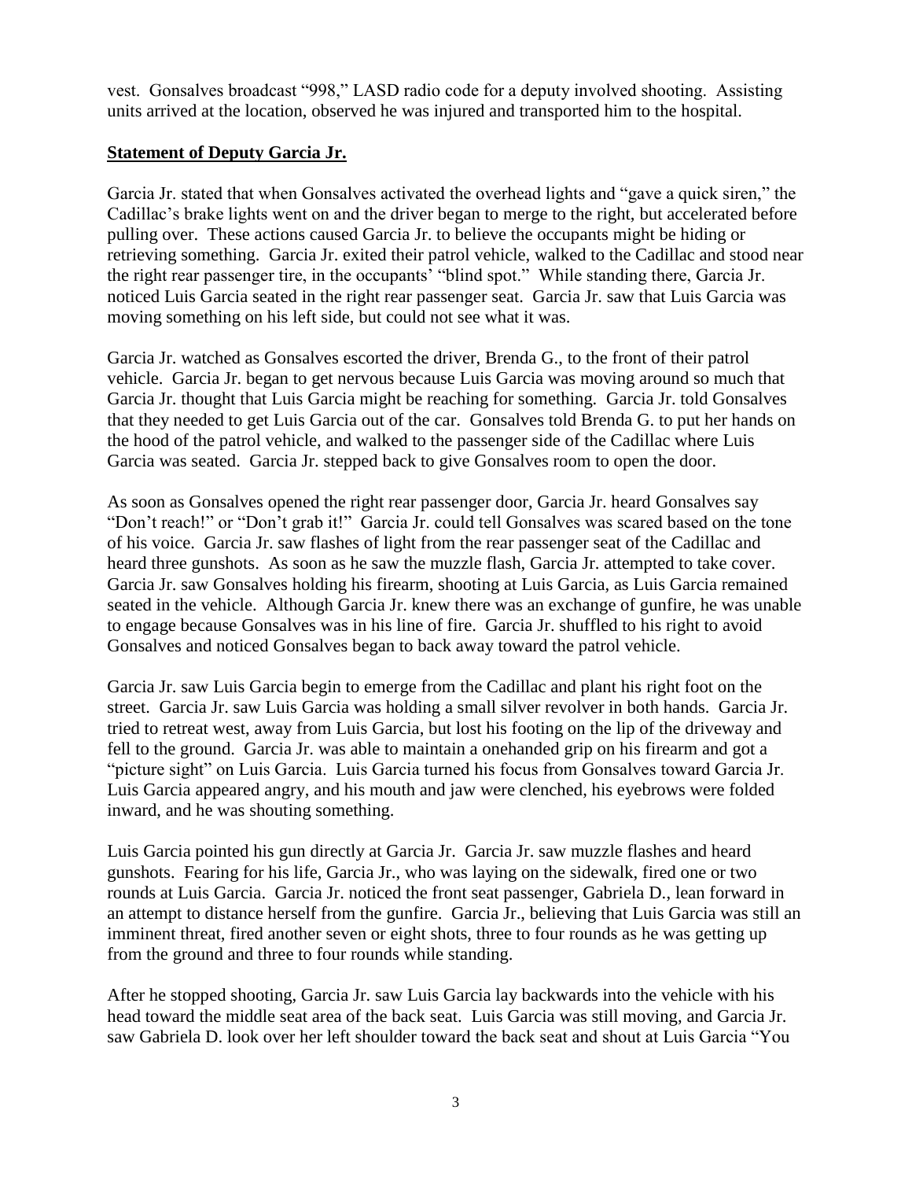vest. Gonsalves broadcast "998," LASD radio code for a deputy involved shooting. Assisting units arrived at the location, observed he was injured and transported him to the hospital.

**Statement of Deputy Garcia Jr.**

Garcia Jr. stated that when Gonsalves activated the overhead lights and "gave a quick siren," the Cadillac's brake lights went on and the driver began to merge to the right, but accelerated before pulling over. These actions caused Garcia Jr. to believe the occupants might be hiding or retrieving something. Garcia Jr. exited their patrol vehicle, walked to the Cadillac and stood near the right rear passenger tire, in the occupants' "blind spot." While standing there, Garcia Jr. noticed Luis Garcia seated in the right rear passenger seat. Garcia Jr. saw that Luis Garcia was moving something on his left side, but could not see what it was.

Garcia Jr. watched as Gonsalves escorted the driver, Brenda G., to the front of their patrol vehicle. Garcia Jr. began to get nervous because Luis Garcia was moving around so much that Garcia Jr. thought that Luis Garcia might be reaching for something. Garcia Jr. told Gonsalves that they needed to get Luis Garcia out of the car. Gonsalves told Brenda G. to put her hands on the hood of the patrol vehicle, and walked to the passenger side of the Cadillac where Luis Garcia was seated. Garcia Jr. stepped back to give Gonsalves room to open the door.

As soon as Gonsalves opened the right rear passenger door, Garcia Jr. heard Gonsalves say "Don't reach!" or "Don't grab it!" Garcia Jr. could tell Gonsalves was scared based on the tone of his voice. Garcia Jr. saw flashes of light from the rear passenger seat of the Cadillac and heard three gunshots. As soon as he saw the muzzle flash, Garcia Jr. attempted to take cover. Garcia Jr. saw Gonsalves holding his firearm, shooting at Luis Garcia, as Luis Garcia remained seated in the vehicle. Although Garcia Jr. knew there was an exchange of gunfire, he was unable to engage because Gonsalves was in his line of fire. Garcia Jr. shuffled to his right to avoid Gonsalves and noticed Gonsalves began to back away toward the patrol vehicle.

Garcia Jr. saw Luis Garcia begin to emerge from the Cadillac and plant his right foot on the street. Garcia Jr. saw Luis Garcia was holding a small silver revolver in both hands. Garcia Jr. tried to retreat west, away from Luis Garcia, but lost his footing on the lip of the driveway and fell to the ground. Garcia Jr. was able to maintain a onehanded grip on his firearm and got a "picture sight" on Luis Garcia. Luis Garcia turned his focus from Gonsalves toward Garcia Jr. Luis Garcia appeared angry, and his mouth and jaw were clenched, his eyebrows were folded inward, and he was shouting something.

Luis Garcia pointed his gun directly at Garcia Jr. Garcia Jr. saw muzzle flashes and heard gunshots. Fearing for his life, Garcia Jr., who was laying on the sidewalk, fired one or two rounds at Luis Garcia. Garcia Jr. noticed the front seat passenger, Gabriela D., lean forward in an attempt to distance herself from the gunfire. Garcia Jr., believing that Luis Garcia was still an imminent threat, fired another seven or eight shots, three to four rounds as he was getting up from the ground and three to four rounds while standing.

After he stopped shooting, Garcia Jr. saw Luis Garcia lay backwards into the vehicle with his head toward the middle seat area of the back seat. Luis Garcia was still moving, and Garcia Jr. saw Gabriela D. look over her left shoulder toward the back seat and shout at Luis Garcia "You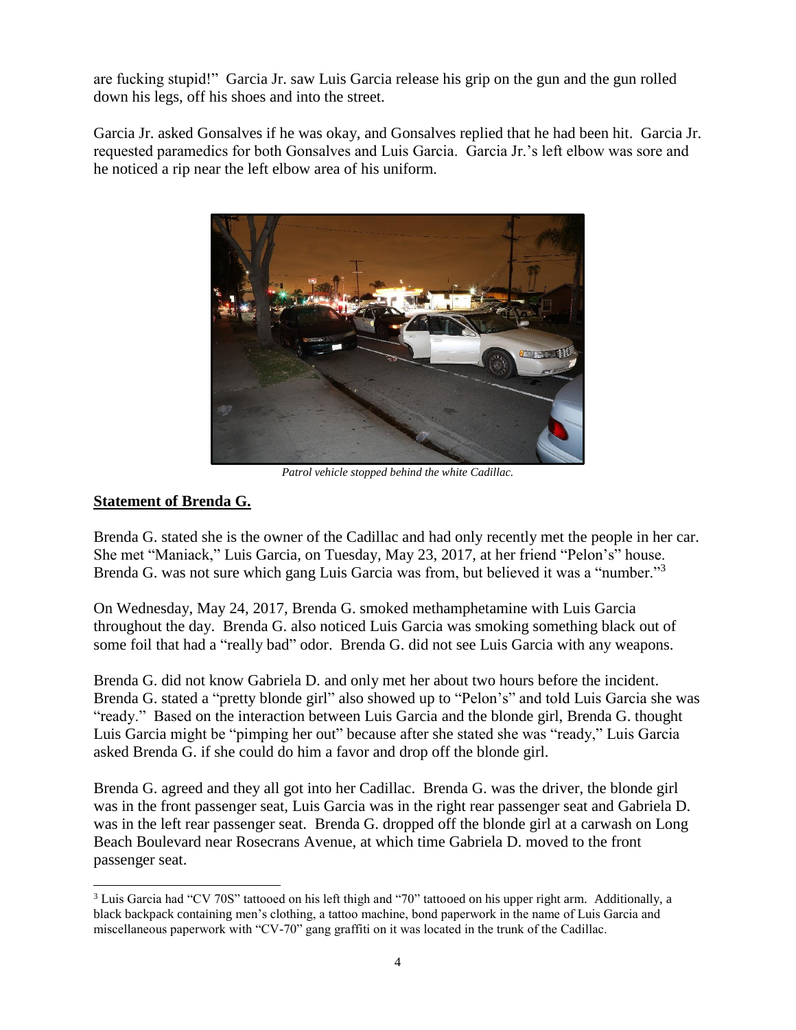are fucking stupid!" Garcia Jr. saw Luis Garcia release his grip on the gun and the gun rolled down his legs, off his shoes and into the street.

Garcia Jr. asked Gonsalves if he was okay, and Gonsalves replied that he had been hit. Garcia Jr. requested paramedics for both Gonsalves and Luis Garcia. Garcia Jr.'s left elbow was sore and he noticed a rip near the left elbow area of his uniform.

*Patrol vehicle stopped behind the white Cadillac.*

**Statement of Brenda G.**

Brenda G. stated she is the owner of the Cadillac and had only recently met the people in her car. She met "Maniack," Luis Garcia, on Tuesday, May 23, 2017, at her friend "Pelon's" house. Brenda G. was not sure which gang Luis Garcia was from, but believed it was a "number."[3]

On Wednesday, May 24, 2017, Brenda G. smoked methamphetamine with Luis Garcia throughout the day. Brenda G. also noticed Luis Garcia was smoking something black out of some foil that had a "really bad" odor. Brenda G. did not see Luis Garcia with any weapons.

Brenda G. did not know Gabriela D. and only met her about two hours before the incident. Brenda G. stated a "pretty blonde girl" also showed up to "Pelon's" and told Luis Garcia she was "ready." Based on the interaction between Luis Garcia and the blonde girl, Brenda G. thought Luis Garcia might be "pimping her out" because after she stated she was "ready," Luis Garcia asked Brenda G. if she could do him a favor and drop off the blonde girl.

Brenda G. agreed and they all got into her Cadillac. Brenda G. was the driver, the blonde girl was in the front passenger seat, Luis Garcia was in the right rear passenger seat and Gabriela D. was in the left rear passenger seat. Brenda G. dropped off the blonde girl at a carwash on Long Beach Boulevard near Rosecrans Avenue, at which time Gabriela D. moved to the front passenger seat.

[3] Luis Garcia had "CV 70S" tattooed on his left thigh and "70" tattooed on his upper right arm. Additionally, a black backpack containing men's clothing, a tattoo machine, bond paperwork in the name of Luis Garcia and miscellaneous paperwork with "CV-70" gang graffiti on it was located in the trunk of the Cadillac.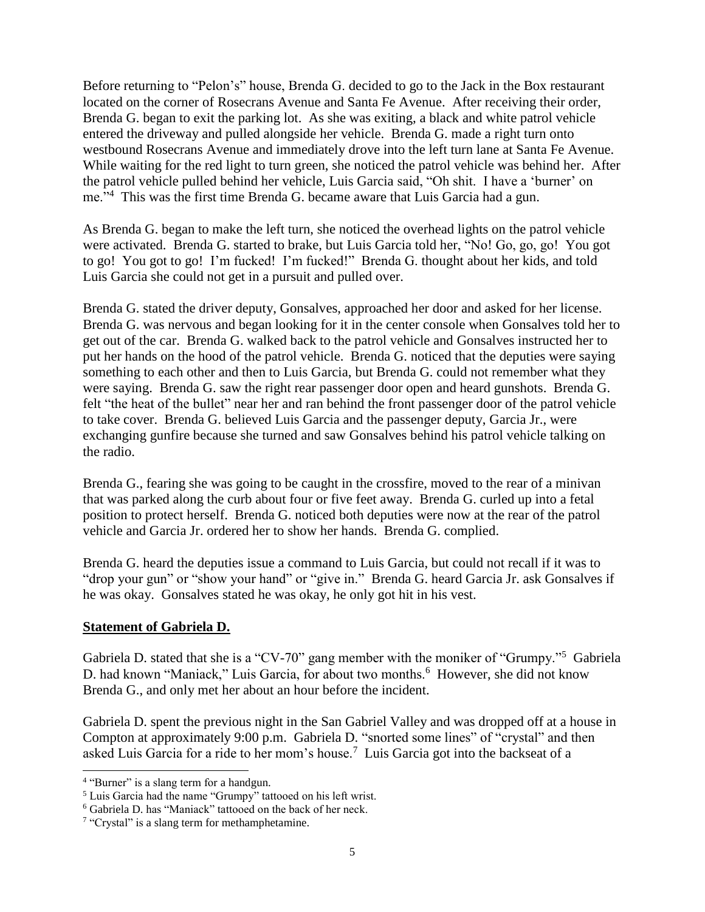Before returning to "Pelon's" house, Brenda G. decided to go to the Jack in the Box restaurant located on the corner of Rosecrans Avenue and Santa Fe Avenue. After receiving their order, Brenda G. began to exit the parking lot. As she was exiting, a black and white patrol vehicle entered the driveway and pulled alongside her vehicle. Brenda G. made a right turn onto westbound Rosecrans Avenue and immediately drove into the left turn lane at Santa Fe Avenue. While waiting for the red light to turn green, she noticed the patrol vehicle was behind her. After the patrol vehicle pulled behind her vehicle, Luis Garcia said, "Oh shit. I have a 'burner' on me."[4] This was the first time Brenda G. became aware that Luis Garcia had a gun.

As Brenda G. began to make the left turn, she noticed the overhead lights on the patrol vehicle were activated. Brenda G. started to brake, but Luis Garcia told her, "No! Go, go, go! You got to go! You got to go! I'm fucked! I'm fucked!" Brenda G. thought about her kids, and told Luis Garcia she could not get in a pursuit and pulled over.

Brenda G. stated the driver deputy, Gonsalves, approached her door and asked for her license. Brenda G. was nervous and began looking for it in the center console when Gonsalves told her to get out of the car. Brenda G. walked back to the patrol vehicle and Gonsalves instructed her to put her hands on the hood of the patrol vehicle. Brenda G. noticed that the deputies were saying something to each other and then to Luis Garcia, but Brenda G. could not remember what they were saying. Brenda G. saw the right rear passenger door open and heard gunshots. Brenda G. felt "the heat of the bullet" near her and ran behind the front passenger door of the patrol vehicle to take cover. Brenda G. believed Luis Garcia and the passenger deputy, Garcia Jr., were exchanging gunfire because she turned and saw Gonsalves behind his patrol vehicle talking on the radio.

Brenda G., fearing she was going to be caught in the crossfire, moved to the rear of a minivan that was parked along the curb about four or five feet away. Brenda G. curled up into a fetal position to protect herself. Brenda G. noticed both deputies were now at the rear of the patrol vehicle and Garcia Jr. ordered her to show her hands. Brenda G. complied.

Brenda G. heard the deputies issue a command to Luis Garcia, but could not recall if it was to "drop your gun" or "show your hand" or "give in." Brenda G. heard Garcia Jr. ask Gonsalves if he was okay. Gonsalves stated he was okay, he only got hit in his vest.

## Statement of Gabriela D.

Gabriela D. stated that she is a "CV-70" gang member with the moniker of "Grumpy."[5] Gabriela D. had known "Maniack," Luis Garcia, for about two months.[6] However, she did not know Brenda G., and only met her about an hour before the incident.

Gabriela D. spent the previous night in the San Gabriel Valley and was dropped off at a house in Compton at approximately 9:00 p.m. Gabriela D. "snorted some lines" of "crystal" and then asked Luis Garcia for a ride to her mom's house.[7] Luis Garcia got into the backseat of a

---

[4] "Burner" is a slang term for a handgun.

[5] Luis Garcia had the name "Grumpy" tattooed on his left wrist.

[6] Gabriela D. has "Maniack" tattooed on the back of her neck.

[7] "Crystal" is a slang term for methamphetamine.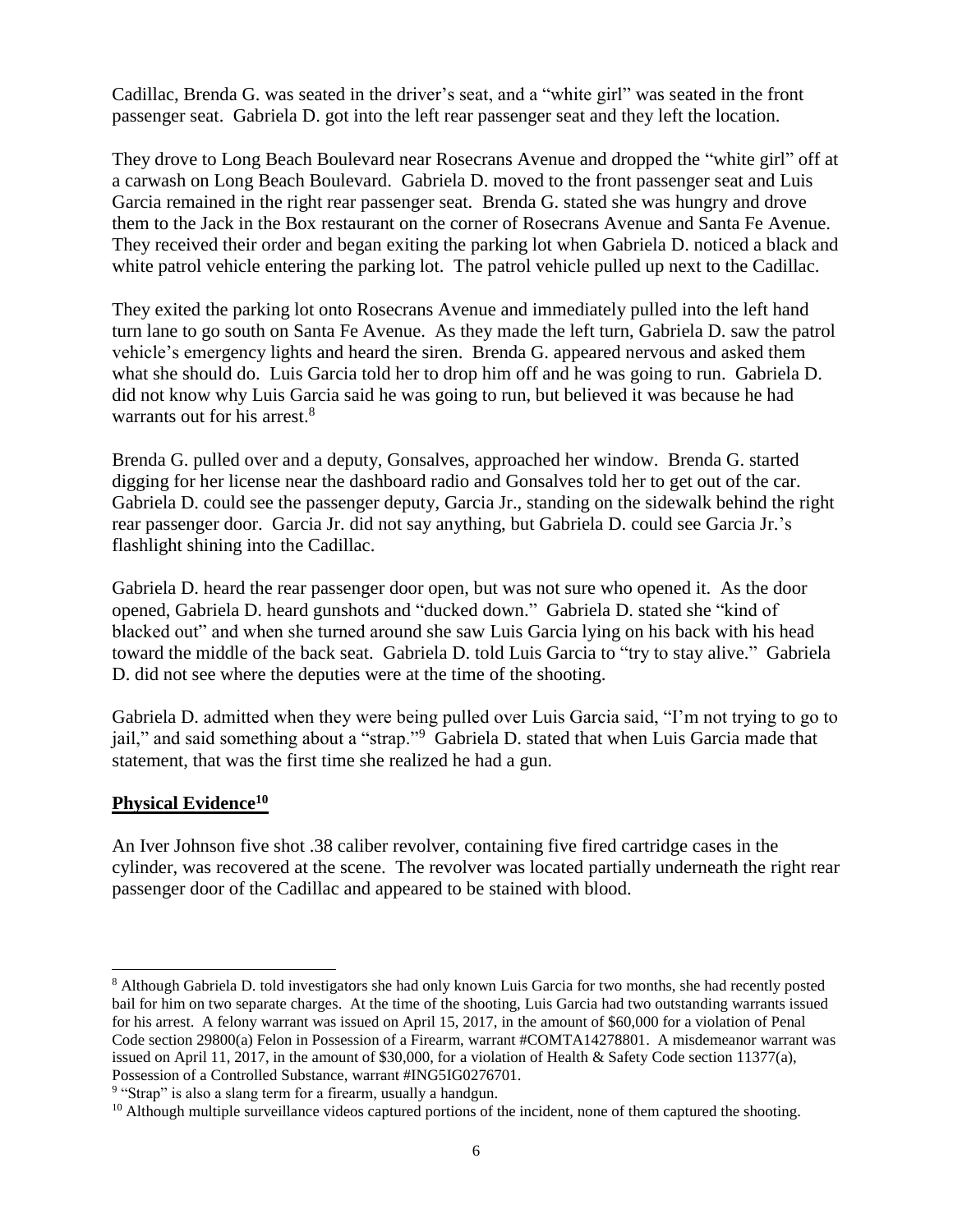Cadillac, Brenda G. was seated in the driver's seat, and a "white girl" was seated in the front passenger seat. Gabriela D. got into the left rear passenger seat and they left the location.

They drove to Long Beach Boulevard near Rosecrans Avenue and dropped the "white girl" off at a carwash on Long Beach Boulevard. Gabriela D. moved to the front passenger seat and Luis Garcia remained in the right rear passenger seat. Brenda G. stated she was hungry and drove them to the Jack in the Box restaurant on the corner of Rosecrans Avenue and Santa Fe Avenue. They received their order and began exiting the parking lot when Gabriela D. noticed a black and white patrol vehicle entering the parking lot. The patrol vehicle pulled up next to the Cadillac.

They exited the parking lot onto Rosecrans Avenue and immediately pulled into the left hand turn lane to go south on Santa Fe Avenue. As they made the left turn, Gabriela D. saw the patrol vehicle's emergency lights and heard the siren. Brenda G. appeared nervous and asked them what she should do. Luis Garcia told her to drop him off and he was going to run. Gabriela D. did not know why Luis Garcia said he was going to run, but believed it was because he had warrants out for his arrest.[8]

Brenda G. pulled over and a deputy, Gonsalves, approached her window. Brenda G. started digging for her license near the dashboard radio and Gonsalves told her to get out of the car. Gabriela D. could see the passenger deputy, Garcia Jr., standing on the sidewalk behind the right rear passenger door. Garcia Jr. did not say anything, but Gabriela D. could see Garcia Jr.'s flashlight shining into the Cadillac.

Gabriela D. heard the rear passenger door open, but was not sure who opened it. As the door opened, Gabriela D. heard gunshots and "ducked down." Gabriela D. stated she "kind of blacked out" and when she turned around she saw Luis Garcia lying on his back with his head toward the middle of the back seat. Gabriela D. told Luis Garcia to "try to stay alive." Gabriela D. did not see where the deputies were at the time of the shooting.

Gabriela D. admitted when they were being pulled over Luis Garcia said, "I'm not trying to go to jail," and said something about a "strap."[9] Gabriela D. stated that when Luis Garcia made that statement, that was the first time she realized he had a gun.

## Physical Evidence[10]

An Iver Johnson five shot .38 caliber revolver, containing five fired cartridge cases in the cylinder, was recovered at the scene. The revolver was located partially underneath the right rear passenger door of the Cadillac and appeared to be stained with blood.

---

[8] Although Gabriela D. told investigators she had only known Luis Garcia for two months, she had recently posted bail for him on two separate charges. At the time of the shooting, Luis Garcia had two outstanding warrants issued for his arrest. A felony warrant was issued on April 15, 2017, in the amount of $60,000 for a violation of Penal Code section 29800(a) Felon in Possession of a Firearm, warrant #COMTA14278801. A misdemeanor warrant was issued on April 11, 2017, in the amount of $30,000, for a violation of Health & Safety Code section 11377(a), Possession of a Controlled Substance, warrant #ING5IG0276701.

[9] "Strap" is also a slang term for a firearm, usually a handgun.

[10] Although multiple surveillance videos captured portions of the incident, none of them captured the shooting.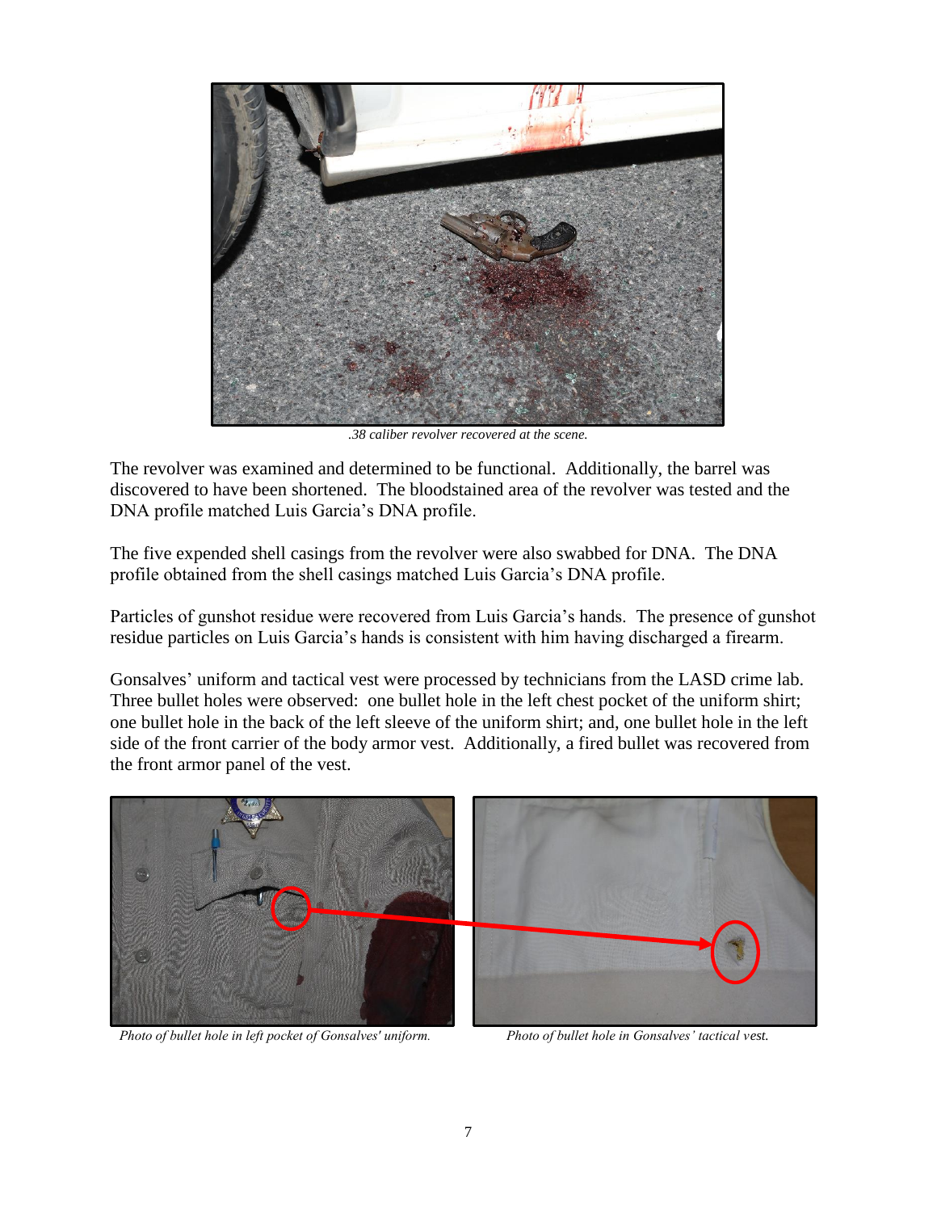*.38 caliber revolver recovered at the scene.*

The revolver was examined and determined to be functional. Additionally, the barrel was discovered to have been shortened. The bloodstained area of the revolver was tested and the DNA profile matched Luis Garcia's DNA profile.

The five expended shell casings from the revolver were also swabbed for DNA. The DNA profile obtained from the shell casings matched Luis Garcia's DNA profile.

Particles of gunshot residue were recovered from Luis Garcia's hands. The presence of gunshot residue particles on Luis Garcia's hands is consistent with him having discharged a firearm.

Gonsalves' uniform and tactical vest were processed by technicians from the LASD crime lab. Three bullet holes were observed: one bullet hole in the left chest pocket of the uniform shirt; one bullet hole in the back of the left sleeve of the uniform shirt; and, one bullet hole in the left side of the front carrier of the body armor vest. Additionally, a fired bullet was recovered from the front armor panel of the vest.

*Photo of bullet hole in left pocket of Gonsalves' uniform.*

*Photo of bullet hole in Gonsalves' tactical vest.*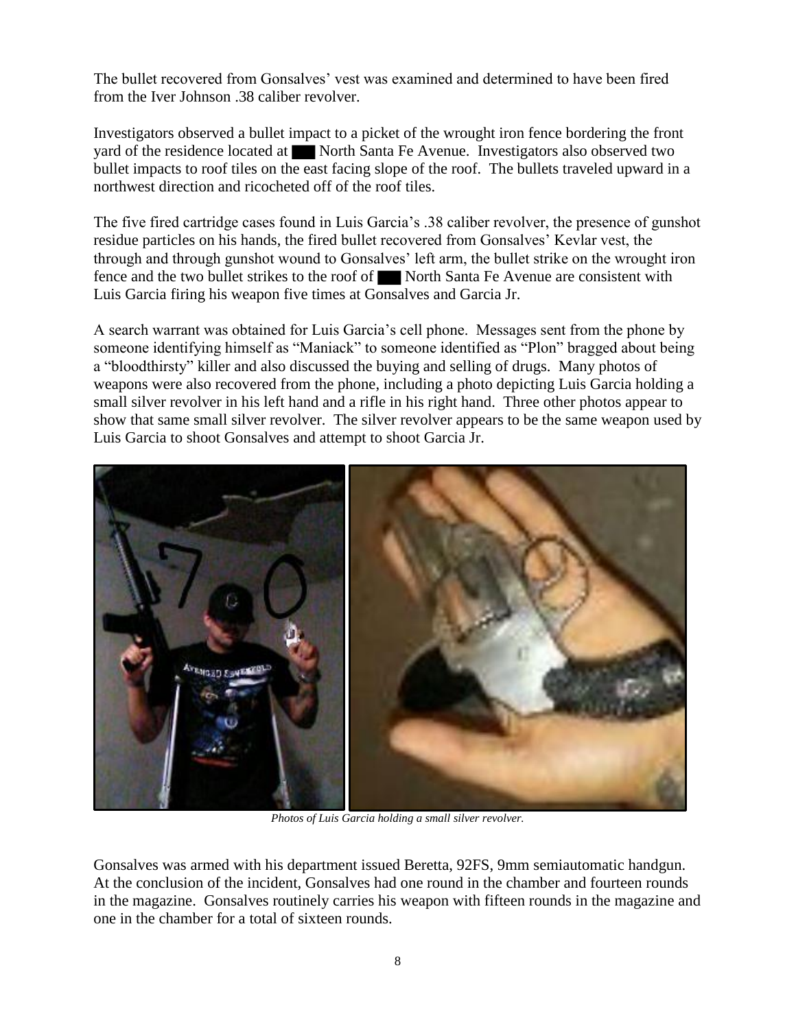The bullet recovered from Gonsalves' vest was examined and determined to have been fired from the Iver Johnson .38 caliber revolver.

Investigators observed a bullet impact to a picket of the wrought iron fence bordering the front yard of the residence located at ███ North Santa Fe Avenue. Investigators also observed two bullet impacts to roof tiles on the east facing slope of the roof. The bullets traveled upward in a northwest direction and ricocheted off of the roof tiles.

The five fired cartridge cases found in Luis Garcia's .38 caliber revolver, the presence of gunshot residue particles on his hands, the fired bullet recovered from Gonsalves' Kevlar vest, the through and through gunshot wound to Gonsalves' left arm, the bullet strike on the wrought iron fence and the two bullet strikes to the roof of ███ North Santa Fe Avenue are consistent with Luis Garcia firing his weapon five times at Gonsalves and Garcia Jr.

A search warrant was obtained for Luis Garcia's cell phone. Messages sent from the phone by someone identifying himself as "Maniack" to someone identified as "Plon" bragged about being a "bloodthirsty" killer and also discussed the buying and selling of drugs. Many photos of weapons were also recovered from the phone, including a photo depicting Luis Garcia holding a small silver revolver in his left hand and a rifle in his right hand. Three other photos appear to show that same small silver revolver. The silver revolver appears to be the same weapon used by Luis Garcia to shoot Gonsalves and attempt to shoot Garcia Jr.

*Photos of Luis Garcia holding a small silver revolver.*

Gonsalves was armed with his department issued Beretta, 92FS, 9mm semiautomatic handgun. At the conclusion of the incident, Gonsalves had one round in the chamber and fourteen rounds in the magazine. Gonsalves routinely carries his weapon with fifteen rounds in the magazine and one in the chamber for a total of sixteen rounds.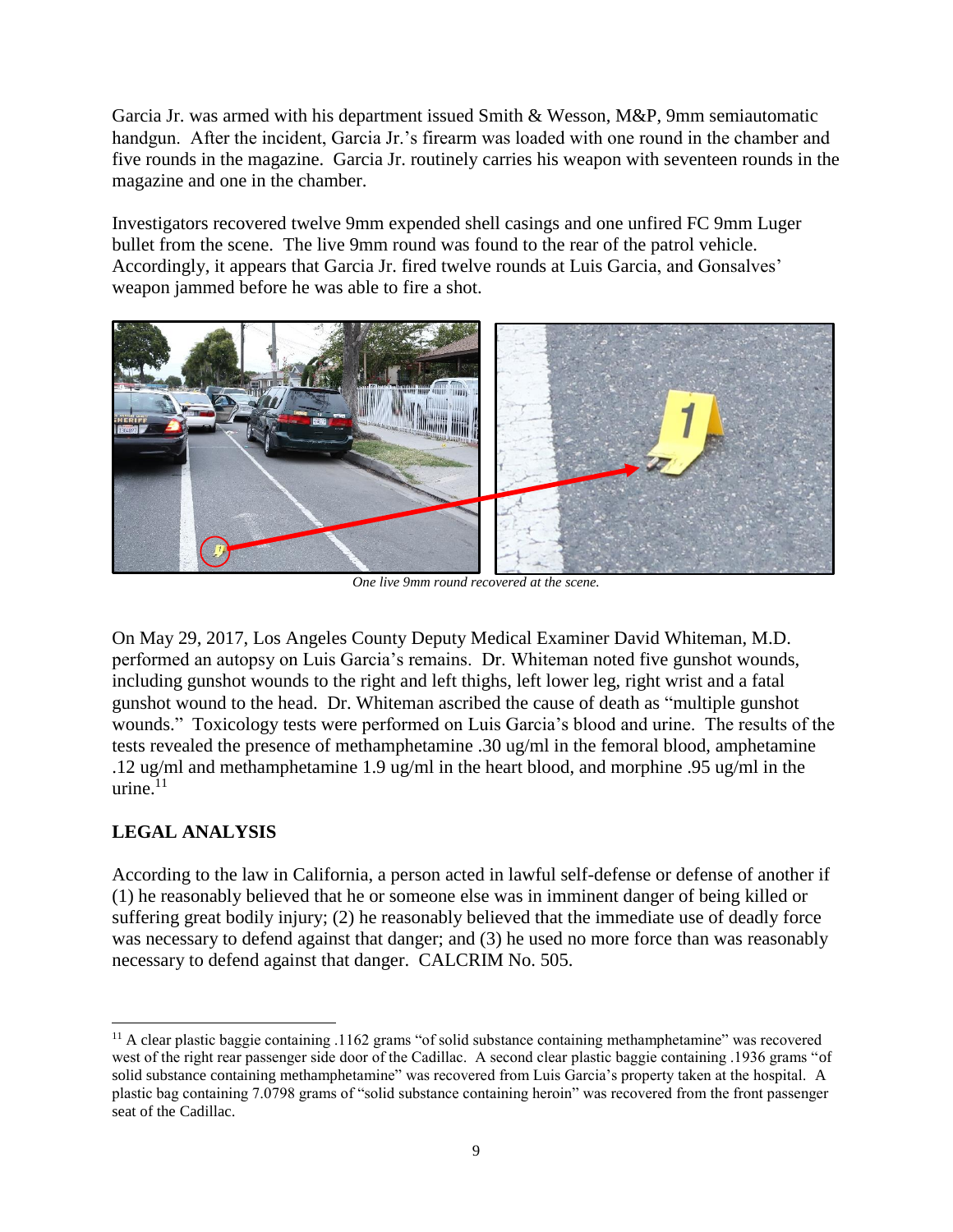Garcia Jr. was armed with his department issued Smith & Wesson, M&P, 9mm semiautomatic handgun. After the incident, Garcia Jr.'s firearm was loaded with one round in the chamber and five rounds in the magazine. Garcia Jr. routinely carries his weapon with seventeen rounds in the magazine and one in the chamber.

Investigators recovered twelve 9mm expended shell casings and one unfired FC 9mm Luger bullet from the scene. The live 9mm round was found to the rear of the patrol vehicle. Accordingly, it appears that Garcia Jr. fired twelve rounds at Luis Garcia, and Gonsalves' weapon jammed before he was able to fire a shot.

*One live 9mm round recovered at the scene.*

On May 29, 2017, Los Angeles County Deputy Medical Examiner David Whiteman, M.D. performed an autopsy on Luis Garcia's remains. Dr. Whiteman noted five gunshot wounds, including gunshot wounds to the right and left thighs, left lower leg, right wrist and a fatal gunshot wound to the head. Dr. Whiteman ascribed the cause of death as "multiple gunshot wounds." Toxicology tests were performed on Luis Garcia's blood and urine. The results of the tests revealed the presence of methamphetamine .30 ug/ml in the femoral blood, amphetamine .12 ug/ml and methamphetamine 1.9 ug/ml in the heart blood, and morphine .95 ug/ml in the urine.[11]

## LEGAL ANALYSIS

According to the law in California, a person acted in lawful self-defense or defense of another if (1) he reasonably believed that he or someone else was in imminent danger of being killed or suffering great bodily injury; (2) he reasonably believed that the immediate use of deadly force was necessary to defend against that danger; and (3) he used no more force than was reasonably necessary to defend against that danger. CALCRIM No. 505.

---

[11] A clear plastic baggie containing .1162 grams "of solid substance containing methamphetamine" was recovered west of the right rear passenger side door of the Cadillac. A second clear plastic baggie containing .1936 grams "of solid substance containing methamphetamine" was recovered from Luis Garcia's property taken at the hospital. A plastic bag containing 7.0798 grams of "solid substance containing heroin" was recovered from the front passenger seat of the Cadillac.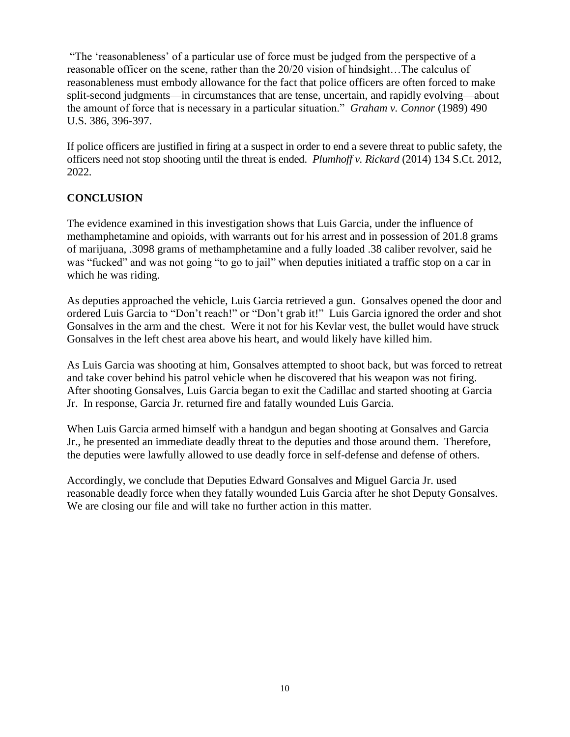"The 'reasonableness' of a particular use of force must be judged from the perspective of a reasonable officer on the scene, rather than the 20/20 vision of hindsight…The calculus of reasonableness must embody allowance for the fact that police officers are often forced to make split-second judgments—in circumstances that are tense, uncertain, and rapidly evolving—about the amount of force that is necessary in a particular situation." *Graham v. Connor* (1989) 490 U.S. 386, 396-397.

If police officers are justified in firing at a suspect in order to end a severe threat to public safety, the officers need not stop shooting until the threat is ended. *Plumhoff v. Rickard* (2014) 134 S.Ct. 2012, 2022.

## CONCLUSION

The evidence examined in this investigation shows that Luis Garcia, under the influence of methamphetamine and opioids, with warrants out for his arrest and in possession of 201.8 grams of marijuana, .3098 grams of methamphetamine and a fully loaded .38 caliber revolver, said he was "fucked" and was not going "to go to jail" when deputies initiated a traffic stop on a car in which he was riding.

As deputies approached the vehicle, Luis Garcia retrieved a gun. Gonsalves opened the door and ordered Luis Garcia to "Don't reach!" or "Don't grab it!" Luis Garcia ignored the order and shot Gonsalves in the arm and the chest. Were it not for his Kevlar vest, the bullet would have struck Gonsalves in the left chest area above his heart, and would likely have killed him.

As Luis Garcia was shooting at him, Gonsalves attempted to shoot back, but was forced to retreat and take cover behind his patrol vehicle when he discovered that his weapon was not firing. After shooting Gonsalves, Luis Garcia began to exit the Cadillac and started shooting at Garcia Jr. In response, Garcia Jr. returned fire and fatally wounded Luis Garcia.

When Luis Garcia armed himself with a handgun and began shooting at Gonsalves and Garcia Jr., he presented an immediate deadly threat to the deputies and those around them. Therefore, the deputies were lawfully allowed to use deadly force in self-defense and defense of others.

Accordingly, we conclude that Deputies Edward Gonsalves and Miguel Garcia Jr. used reasonable deadly force when they fatally wounded Luis Garcia after he shot Deputy Gonsalves. We are closing our file and will take no further action in this matter.